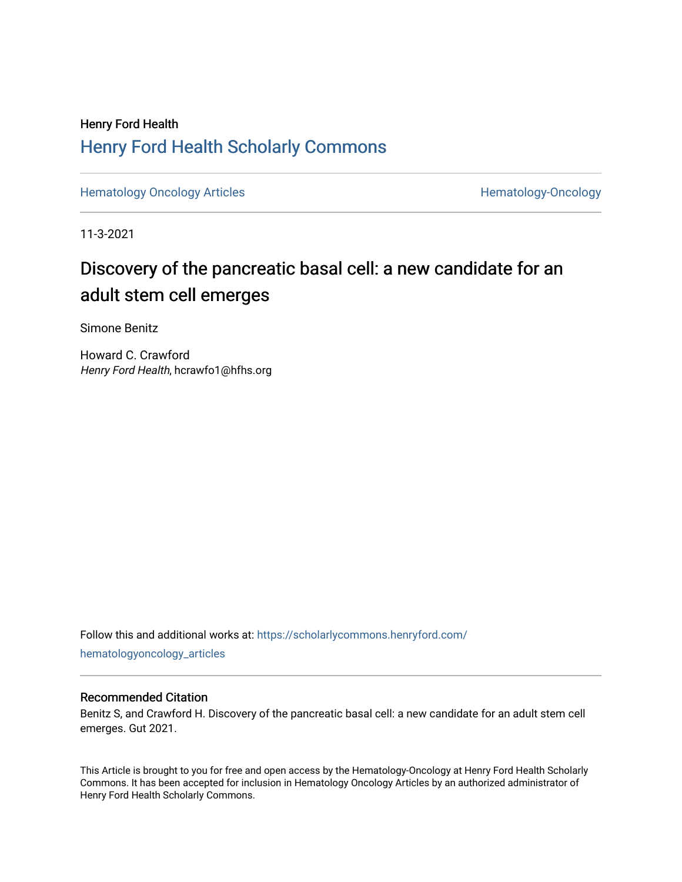Henry Ford Health

## Henry Ford Health Scholarly Commons

Hematology Oncology Articles | Hematology-Oncology

11-3-2021

# Discovery of the pancreatic basal cell: a new candidate for an adult stem cell emerges

Simone Benitz

Howard C. Crawford
*Henry Ford Health*, hcrawfo1@hfhs.org

Follow this and additional works at: https://scholarlycommons.henryford.com/hematologyoncology_articles

### Recommended Citation

Benitz S, and Crawford H. Discovery of the pancreatic basal cell: a new candidate for an adult stem cell emerges. Gut 2021.

This Article is brought to you for free and open access by the Hematology-Oncology at Henry Ford Health Scholarly Commons. It has been accepted for inclusion in Hematology Oncology Articles by an authorized administrator of Henry Ford Health Scholarly Commons.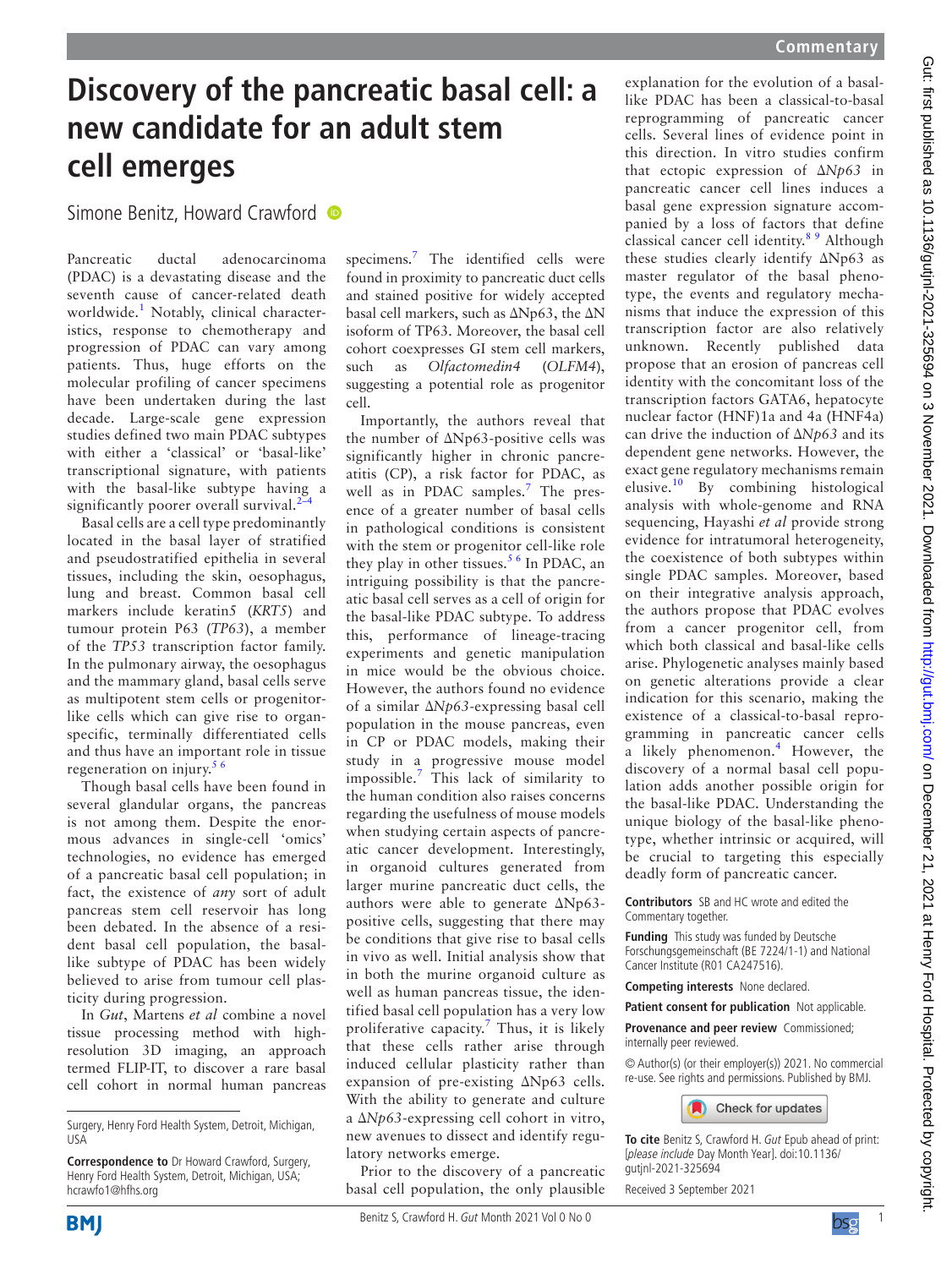Commentary

# Discovery of the pancreatic basal cell: a new candidate for an adult stem cell emerges

Simone Benitz, Howard Crawford

Pancreatic ductal adenocarcinoma (PDAC) is a devastating disease and the seventh cause of cancer-related death worldwide.[1] Notably, clinical characteristics, response to chemotherapy and progression of PDAC can vary among patients. Thus, huge efforts on the molecular profiling of cancer specimens have been undertaken during the last decade. Large-scale gene expression studies defined two main PDAC subtypes with either a 'classical' or 'basal-like' transcriptional signature, with patients with the basal-like subtype having a significantly poorer overall survival.[2–4]

Basal cells are a cell type predominantly located in the basal layer of stratified and pseudostratified epithelia in several tissues, including the skin, oesophagus, lung and breast. Common basal cell markers include keratin5 (*KRT5*) and tumour protein P63 (*TP63*), a member of the *TP53* transcription factor family. In the pulmonary airway, the oesophagus and the mammary gland, basal cells serve as multipotent stem cells or progenitor-like cells which can give rise to organ-specific, terminally differentiated cells and thus have an important role in tissue regeneration on injury.[5 6]

Though basal cells have been found in several glandular organs, the pancreas is not among them. Despite the enormous advances in single-cell 'omics' technologies, no evidence has emerged of a pancreatic basal cell population; in fact, the existence of *any* sort of adult pancreas stem cell reservoir has long been debated. In the absence of a resident basal cell population, the basal-like subtype of PDAC has been widely believed to arise from tumour cell plasticity during progression.

In *Gut*, Martens *et al* combine a novel tissue processing method with high-resolution 3D imaging, an approach termed FLIP-IT, to discover a rare basal cell cohort in normal human pancreas specimens.[7] The identified cells were found in proximity to pancreatic duct cells and stained positive for widely accepted basal cell markers, such as ΔNp63, the ΔN isoform of TP63. Moreover, the basal cell cohort coexpresses GI stem cell markers, such as *Olfactomedin4* (*OLFM4*), suggesting a potential role as progenitor cell.

Importantly, the authors reveal that the number of ΔNp63-positive cells was significantly higher in chronic pancreatitis (CP), a risk factor for PDAC, as well as in PDAC samples.[7] The presence of a greater number of basal cells in pathological conditions is consistent with the stem or progenitor cell-like role they play in other tissues.[5 6] In PDAC, an intriguing possibility is that the pancreatic basal cell serves as a cell of origin for the basal-like PDAC subtype. To address this, performance of lineage-tracing experiments and genetic manipulation in mice would be the obvious choice. However, the authors found no evidence of a similar Δ*Np63*-expressing basal cell population in the mouse pancreas, even in CP or PDAC models, making their study in a progressive mouse model impossible.[7] This lack of similarity to the human condition also raises concerns regarding the usefulness of mouse models when studying certain aspects of pancreatic cancer development. Interestingly, in organoid cultures generated from larger murine pancreatic duct cells, the authors were able to generate ΔNp63-positive cells, suggesting that there may be conditions that give rise to basal cells in vivo as well. Initial analysis show that in both the murine organoid culture as well as human pancreas tissue, the identified basal cell population has a very low proliferative capacity.[7] Thus, it is likely that these cells rather arise through induced cellular plasticity rather than expansion of pre-existing ΔNp63 cells. With the ability to generate and culture a Δ*Np63*-expressing cell cohort in vitro, new avenues to dissect and identify regulatory networks emerge.

Prior to the discovery of a pancreatic basal cell population, the only plausible explanation for the evolution of a basal-like PDAC has been a classical-to-basal reprogramming of pancreatic cancer cells. Several lines of evidence point in this direction. In vitro studies confirm that ectopic expression of Δ*Np63* in pancreatic cancer cell lines induces a basal gene expression signature accompanied by a loss of factors that define classical cancer cell identity.[8 9] Although these studies clearly identify ΔNp63 as master regulator of the basal phenotype, the events and regulatory mechanisms that induce the expression of this transcription factor are also relatively unknown. Recently published data propose that an erosion of pancreas cell identity with the concomitant loss of the transcription factors GATA6, hepatocyte nuclear factor (HNF)1a and 4a (HNF4a) can drive the induction of Δ*Np63* and its dependent gene networks. However, the exact gene regulatory mechanisms remain elusive.[10] By combining histological analysis with whole-genome and RNA sequencing, Hayashi *et al* provide strong evidence for intratumoral heterogeneity, the coexistence of both subtypes within single PDAC samples. Moreover, based on their integrative analysis approach, the authors propose that PDAC evolves from a cancer progenitor cell, from which both classical and basal-like cells arise. Phylogenetic analyses mainly based on genetic alterations provide a clear indication for this scenario, making the existence of a classical-to-basal reprogramming in pancreatic cancer cells a likely phenomenon.[4] However, the discovery of a normal basal cell population adds another possible origin for the basal-like PDAC. Understanding the unique biology of the basal-like phenotype, whether intrinsic or acquired, will be crucial to targeting this especially deadly form of pancreatic cancer.

**Contributors** SB and HC wrote and edited the Commentary together.

**Funding** This study was funded by Deutsche Forschungsgemeinschaft (BE 7224/1-1) and National Cancer Institute (R01 CA247516).

**Competing interests** None declared.

**Patient consent for publication** Not applicable.

**Provenance and peer review** Commissioned; internally peer reviewed.

© Author(s) (or their employer(s)) 2021. No commercial re-use. See rights and permissions. Published by BMJ.

**To cite** Benitz S, Crawford H. *Gut* Epub ahead of print: [*please include* Day Month Year]. doi:10.1136/gutjnl-2021-325694

Received 3 September 2021

Surgery, Henry Ford Health System, Detroit, Michigan, USA

**Correspondence to** Dr Howard Crawford, Surgery, Henry Ford Health System, Detroit, Michigan, USA; hcrawfo1@hfhs.org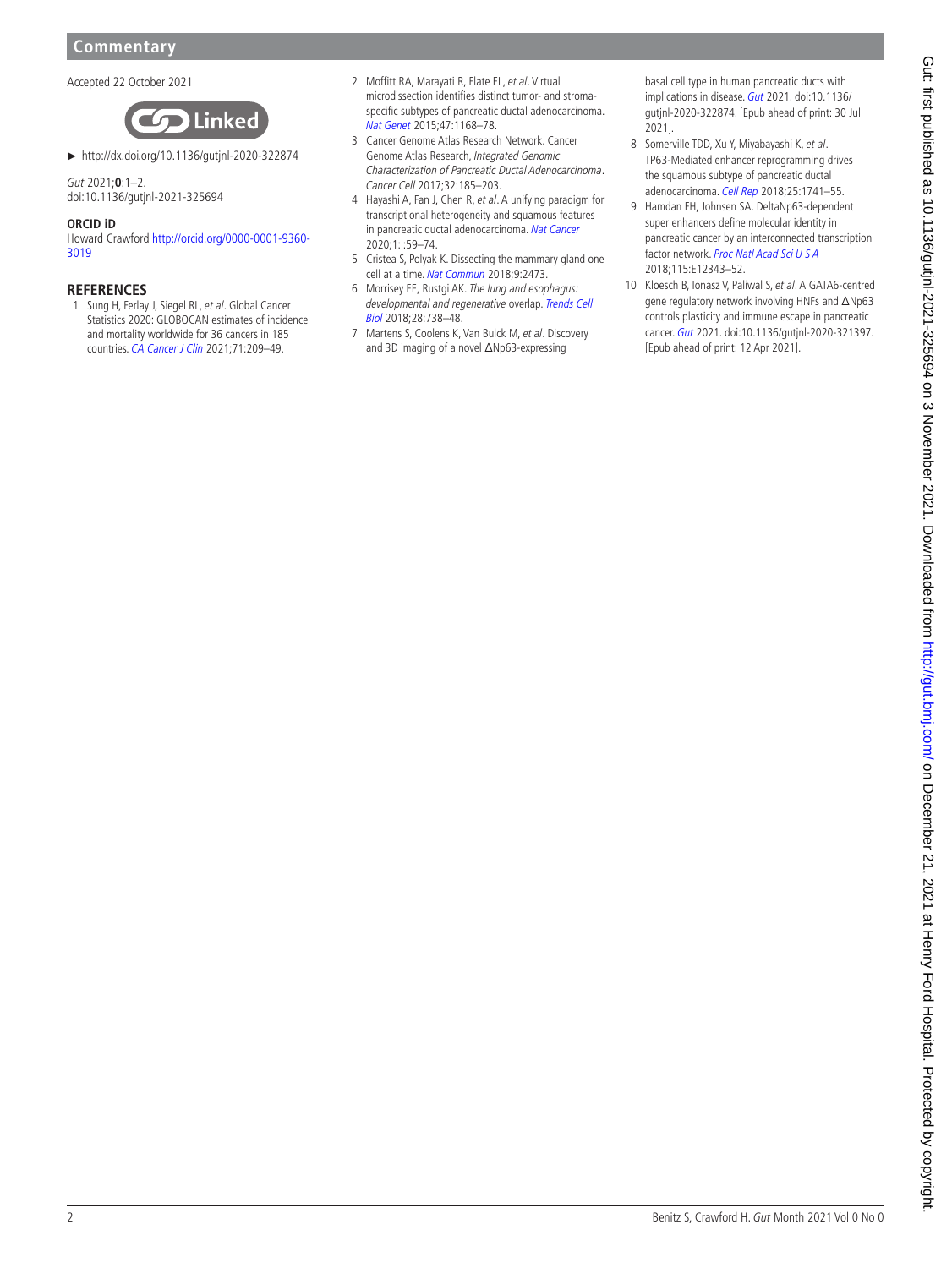Accepted 22 October 2021

► http://dx.doi.org/10.1136/gutjnl-2020-322874

*Gut* 2021;**0**:1–2.
doi:10.1136/gutjnl-2021-325694

**ORCID iD**

Howard Crawford http://orcid.org/0000-0001-9360-3019

## REFERENCES

1. Sung H, Ferlay J, Siegel RL, *et al*. Global Cancer Statistics 2020: GLOBOCAN estimates of incidence and mortality worldwide for 36 cancers in 185 countries. *CA Cancer J Clin* 2021;71:209–49.
2. Moffitt RA, Marayati R, Flate EL, *et al*. Virtual microdissection identifies distinct tumor- and stroma-specific subtypes of pancreatic ductal adenocarcinoma. *Nat Genet* 2015;47:1168–78.
3. Cancer Genome Atlas Research Network. Cancer Genome Atlas Research, *Integrated Genomic Characterization of Pancreatic Ductal Adenocarcinoma*. *Cancer Cell* 2017;32:185–203.
4. Hayashi A, Fan J, Chen R, *et al*. A unifying paradigm for transcriptional heterogeneity and squamous features in pancreatic ductal adenocarcinoma. *Nat Cancer* 2020;1: :59–74.
5. Cristea S, Polyak K. Dissecting the mammary gland one cell at a time. *Nat Commun* 2018;9:2473.
6. Morrisey EE, Rustgi AK. *The lung and esophagus: developmental and regenerative* overlap. *Trends Cell Biol* 2018;28:738–48.
7. Martens S, Coolens K, Van Bulck M, *et al*. Discovery and 3D imaging of a novel ΔNp63-expressing basal cell type in human pancreatic ducts with implications in disease. *Gut* 2021. doi:10.1136/gutjnl-2020-322874. [Epub ahead of print: 30 Jul 2021].
8. Somerville TDD, Xu Y, Miyabayashi K, *et al*. TP63-Mediated enhancer reprogramming drives the squamous subtype of pancreatic ductal adenocarcinoma. *Cell Rep* 2018;25:1741–55.
9. Hamdan FH, Johnsen SA. DeltaNp63-dependent super enhancers define molecular identity in pancreatic cancer by an interconnected transcription factor network. *Proc Natl Acad Sci U S A* 2018;115:E12343–52.
10. Kloesch B, Ionasz V, Paliwal S, *et al*. A GATA6-centred gene regulatory network involving HNFs and ΔNp63 controls plasticity and immune escape in pancreatic cancer. *Gut* 2021. doi:10.1136/gutjnl-2020-321397. [Epub ahead of print: 12 Apr 2021].